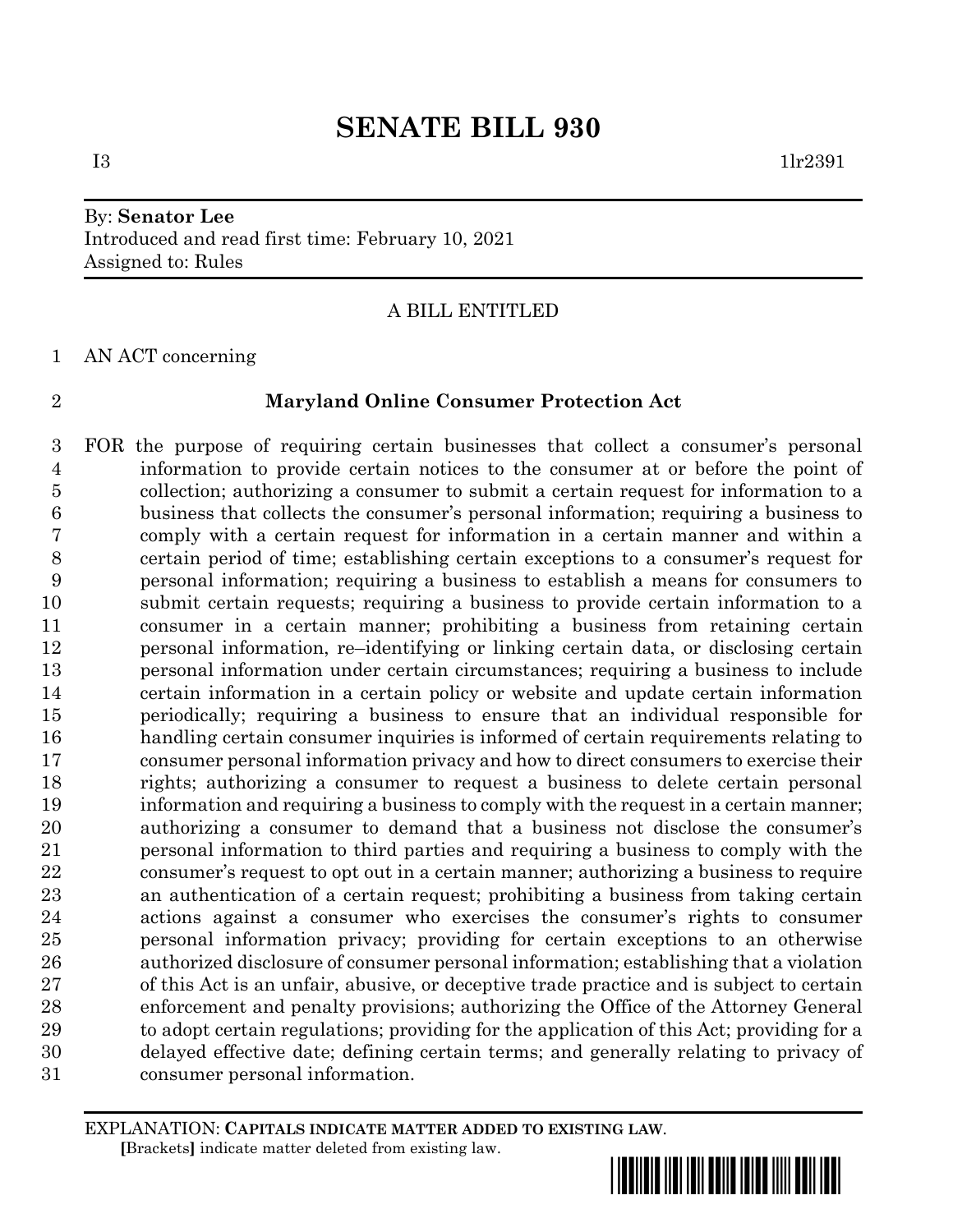# SENATE BILL 930

I3 1lr2391

By: **Senator Lee**
Introduced and read first time: February 10, 2021
Assigned to: Rules

A BILL ENTITLED

AN ACT concerning

**Maryland Online Consumer Protection Act**

FOR the purpose of requiring certain businesses that collect a consumer's personal information to provide certain notices to the consumer at or before the point of collection; authorizing a consumer to submit a certain request for information to a business that collects the consumer's personal information; requiring a business to comply with a certain request for information in a certain manner and within a certain period of time; establishing certain exceptions to a consumer's request for personal information; requiring a business to establish a means for consumers to submit certain requests; requiring a business to provide certain information to a consumer in a certain manner; prohibiting a business from retaining certain personal information, re–identifying or linking certain data, or disclosing certain personal information under certain circumstances; requiring a business to include certain information in a certain policy or website and update certain information periodically; requiring a business to ensure that an individual responsible for handling certain consumer inquiries is informed of certain requirements relating to consumer personal information privacy and how to direct consumers to exercise their rights; authorizing a consumer to request a business to delete certain personal information and requiring a business to comply with the request in a certain manner; authorizing a consumer to demand that a business not disclose the consumer's personal information to third parties and requiring a business to comply with the consumer's request to opt out in a certain manner; authorizing a business to require an authentication of a certain request; prohibiting a business from taking certain actions against a consumer who exercises the consumer's rights to consumer personal information privacy; providing for certain exceptions to an otherwise authorized disclosure of consumer personal information; establishing that a violation of this Act is an unfair, abusive, or deceptive trade practice and is subject to certain enforcement and penalty provisions; authorizing the Office of the Attorney General to adopt certain regulations; providing for the application of this Act; providing for a delayed effective date; defining certain terms; and generally relating to privacy of consumer personal information.

EXPLANATION: **CAPITALS INDICATE MATTER ADDED TO EXISTING LAW.**
**[**Brackets**]** indicate matter deleted from existing law.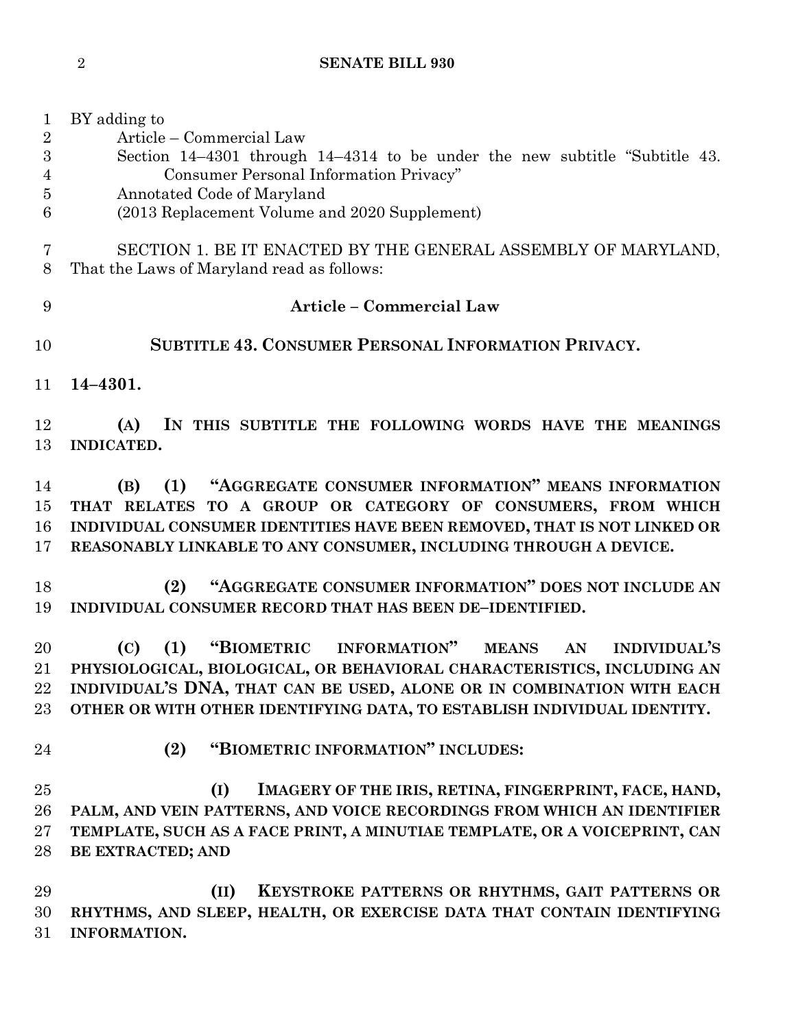BY adding to
Article – Commercial Law
Section 14–4301 through 14–4314 to be under the new subtitle "Subtitle 43. Consumer Personal Information Privacy"
Annotated Code of Maryland
(2013 Replacement Volume and 2020 Supplement)

SECTION 1. BE IT ENACTED BY THE GENERAL ASSEMBLY OF MARYLAND, That the Laws of Maryland read as follows:

## Article – Commercial Law

## SUBTITLE 43. CONSUMER PERSONAL INFORMATION PRIVACY.

**14–4301.**

**(A) IN THIS SUBTITLE THE FOLLOWING WORDS HAVE THE MEANINGS INDICATED.**

**(B) (1) "AGGREGATE CONSUMER INFORMATION" MEANS INFORMATION THAT RELATES TO A GROUP OR CATEGORY OF CONSUMERS, FROM WHICH INDIVIDUAL CONSUMER IDENTITIES HAVE BEEN REMOVED, THAT IS NOT LINKED OR REASONABLY LINKABLE TO ANY CONSUMER, INCLUDING THROUGH A DEVICE.**

**(2) "AGGREGATE CONSUMER INFORMATION" DOES NOT INCLUDE AN INDIVIDUAL CONSUMER RECORD THAT HAS BEEN DE–IDENTIFIED.**

**(C) (1) "BIOMETRIC INFORMATION" MEANS AN INDIVIDUAL'S PHYSIOLOGICAL, BIOLOGICAL, OR BEHAVIORAL CHARACTERISTICS, INCLUDING AN INDIVIDUAL'S DNA, THAT CAN BE USED, ALONE OR IN COMBINATION WITH EACH OTHER OR WITH OTHER IDENTIFYING DATA, TO ESTABLISH INDIVIDUAL IDENTITY.**

**(2) "BIOMETRIC INFORMATION" INCLUDES:**

**(I) IMAGERY OF THE IRIS, RETINA, FINGERPRINT, FACE, HAND, PALM, AND VEIN PATTERNS, AND VOICE RECORDINGS FROM WHICH AN IDENTIFIER TEMPLATE, SUCH AS A FACE PRINT, A MINUTIAE TEMPLATE, OR A VOICEPRINT, CAN BE EXTRACTED; AND**

**(II) KEYSTROKE PATTERNS OR RHYTHMS, GAIT PATTERNS OR RHYTHMS, AND SLEEP, HEALTH, OR EXERCISE DATA THAT CONTAIN IDENTIFYING INFORMATION.**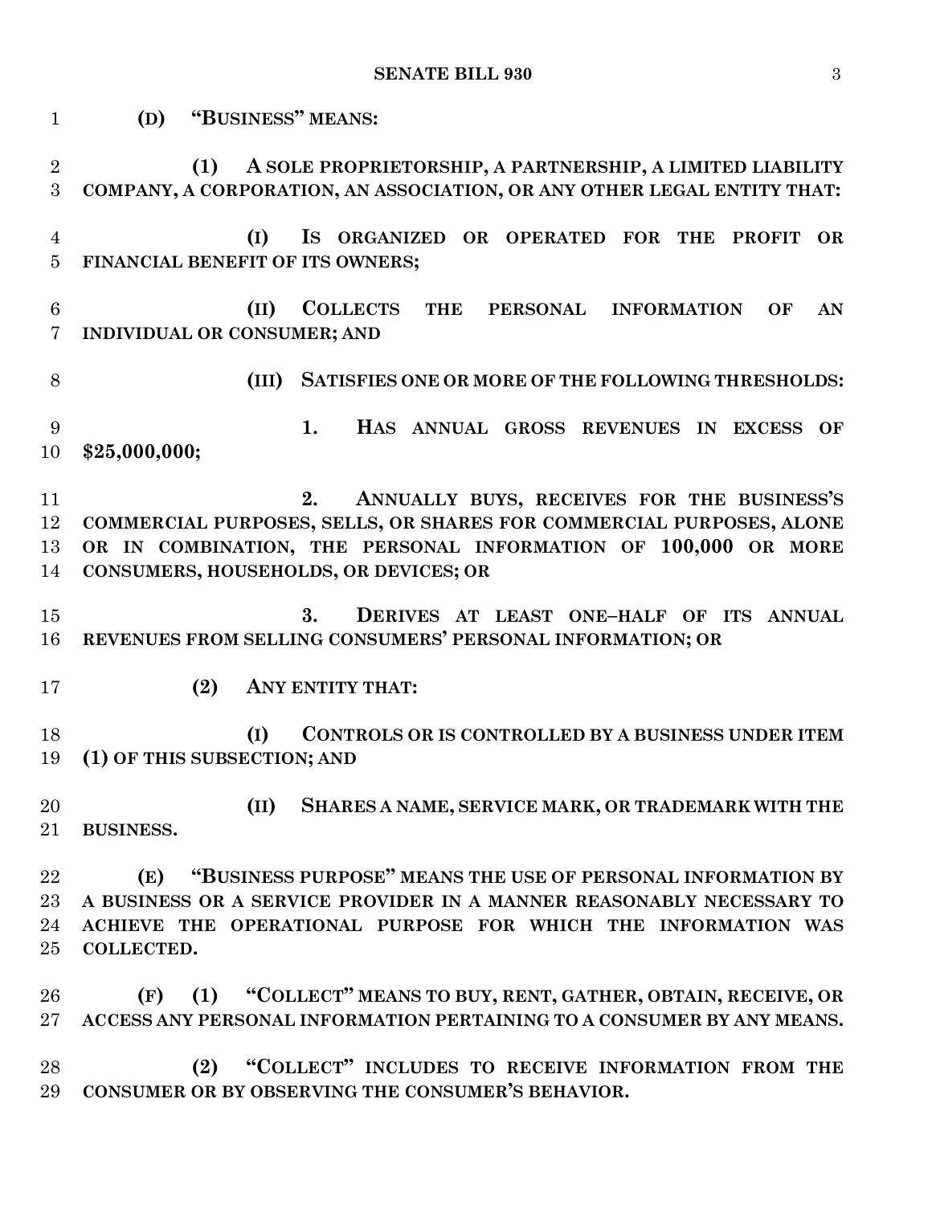**(D) "BUSINESS" MEANS:**

**(1) A SOLE PROPRIETORSHIP, A PARTNERSHIP, A LIMITED LIABILITY COMPANY, A CORPORATION, AN ASSOCIATION, OR ANY OTHER LEGAL ENTITY THAT:**

**(I) IS ORGANIZED OR OPERATED FOR THE PROFIT OR FINANCIAL BENEFIT OF ITS OWNERS;**

**(II) COLLECTS THE PERSONAL INFORMATION OF AN INDIVIDUAL OR CONSUMER; AND**

**(III) SATISFIES ONE OR MORE OF THE FOLLOWING THRESHOLDS:**

**1. HAS ANNUAL GROSS REVENUES IN EXCESS OF $25,000,000;**

**2. ANNUALLY BUYS, RECEIVES FOR THE BUSINESS'S COMMERCIAL PURPOSES, SELLS, OR SHARES FOR COMMERCIAL PURPOSES, ALONE OR IN COMBINATION, THE PERSONAL INFORMATION OF 100,000 OR MORE CONSUMERS, HOUSEHOLDS, OR DEVICES; OR**

**3. DERIVES AT LEAST ONE–HALF OF ITS ANNUAL REVENUES FROM SELLING CONSUMERS' PERSONAL INFORMATION; OR**

**(2) ANY ENTITY THAT:**

**(I) CONTROLS OR IS CONTROLLED BY A BUSINESS UNDER ITEM (1) OF THIS SUBSECTION; AND**

**(II) SHARES A NAME, SERVICE MARK, OR TRADEMARK WITH THE BUSINESS.**

**(E) "BUSINESS PURPOSE" MEANS THE USE OF PERSONAL INFORMATION BY A BUSINESS OR A SERVICE PROVIDER IN A MANNER REASONABLY NECESSARY TO ACHIEVE THE OPERATIONAL PURPOSE FOR WHICH THE INFORMATION WAS COLLECTED.**

**(F) (1) "COLLECT" MEANS TO BUY, RENT, GATHER, OBTAIN, RECEIVE, OR ACCESS ANY PERSONAL INFORMATION PERTAINING TO A CONSUMER BY ANY MEANS.**

**(2) "COLLECT" INCLUDES TO RECEIVE INFORMATION FROM THE CONSUMER OR BY OBSERVING THE CONSUMER'S BEHAVIOR.**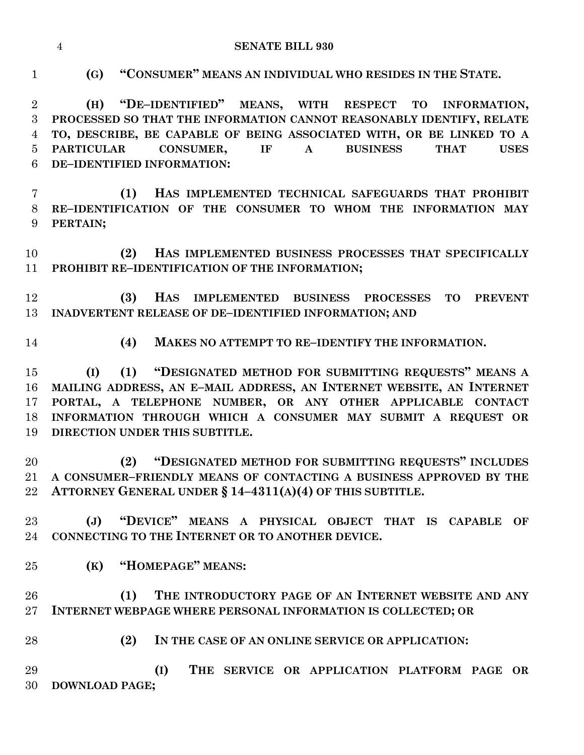**(G) "CONSUMER" MEANS AN INDIVIDUAL WHO RESIDES IN THE STATE.**

**(H) "DE–IDENTIFIED" MEANS, WITH RESPECT TO INFORMATION, PROCESSED SO THAT THE INFORMATION CANNOT REASONABLY IDENTIFY, RELATE TO, DESCRIBE, BE CAPABLE OF BEING ASSOCIATED WITH, OR BE LINKED TO A PARTICULAR CONSUMER, IF A BUSINESS THAT USES DE–IDENTIFIED INFORMATION:**

**(1) HAS IMPLEMENTED TECHNICAL SAFEGUARDS THAT PROHIBIT RE–IDENTIFICATION OF THE CONSUMER TO WHOM THE INFORMATION MAY PERTAIN;**

**(2) HAS IMPLEMENTED BUSINESS PROCESSES THAT SPECIFICALLY PROHIBIT RE–IDENTIFICATION OF THE INFORMATION;**

**(3) HAS IMPLEMENTED BUSINESS PROCESSES TO PREVENT INADVERTENT RELEASE OF DE–IDENTIFIED INFORMATION; AND**

**(4) MAKES NO ATTEMPT TO RE–IDENTIFY THE INFORMATION.**

**(I) (1) "DESIGNATED METHOD FOR SUBMITTING REQUESTS" MEANS A MAILING ADDRESS, AN E–MAIL ADDRESS, AN INTERNET WEBSITE, AN INTERNET PORTAL, A TELEPHONE NUMBER, OR ANY OTHER APPLICABLE CONTACT INFORMATION THROUGH WHICH A CONSUMER MAY SUBMIT A REQUEST OR DIRECTION UNDER THIS SUBTITLE.**

**(2) "DESIGNATED METHOD FOR SUBMITTING REQUESTS" INCLUDES A CONSUMER–FRIENDLY MEANS OF CONTACTING A BUSINESS APPROVED BY THE ATTORNEY GENERAL UNDER § 14–4311(A)(4) OF THIS SUBTITLE.**

**(J) "DEVICE" MEANS A PHYSICAL OBJECT THAT IS CAPABLE OF CONNECTING TO THE INTERNET OR TO ANOTHER DEVICE.**

**(K) "HOMEPAGE" MEANS:**

**(1) THE INTRODUCTORY PAGE OF AN INTERNET WEBSITE AND ANY INTERNET WEBPAGE WHERE PERSONAL INFORMATION IS COLLECTED; OR**

**(2) IN THE CASE OF AN ONLINE SERVICE OR APPLICATION:**

**(I) THE SERVICE OR APPLICATION PLATFORM PAGE OR DOWNLOAD PAGE;**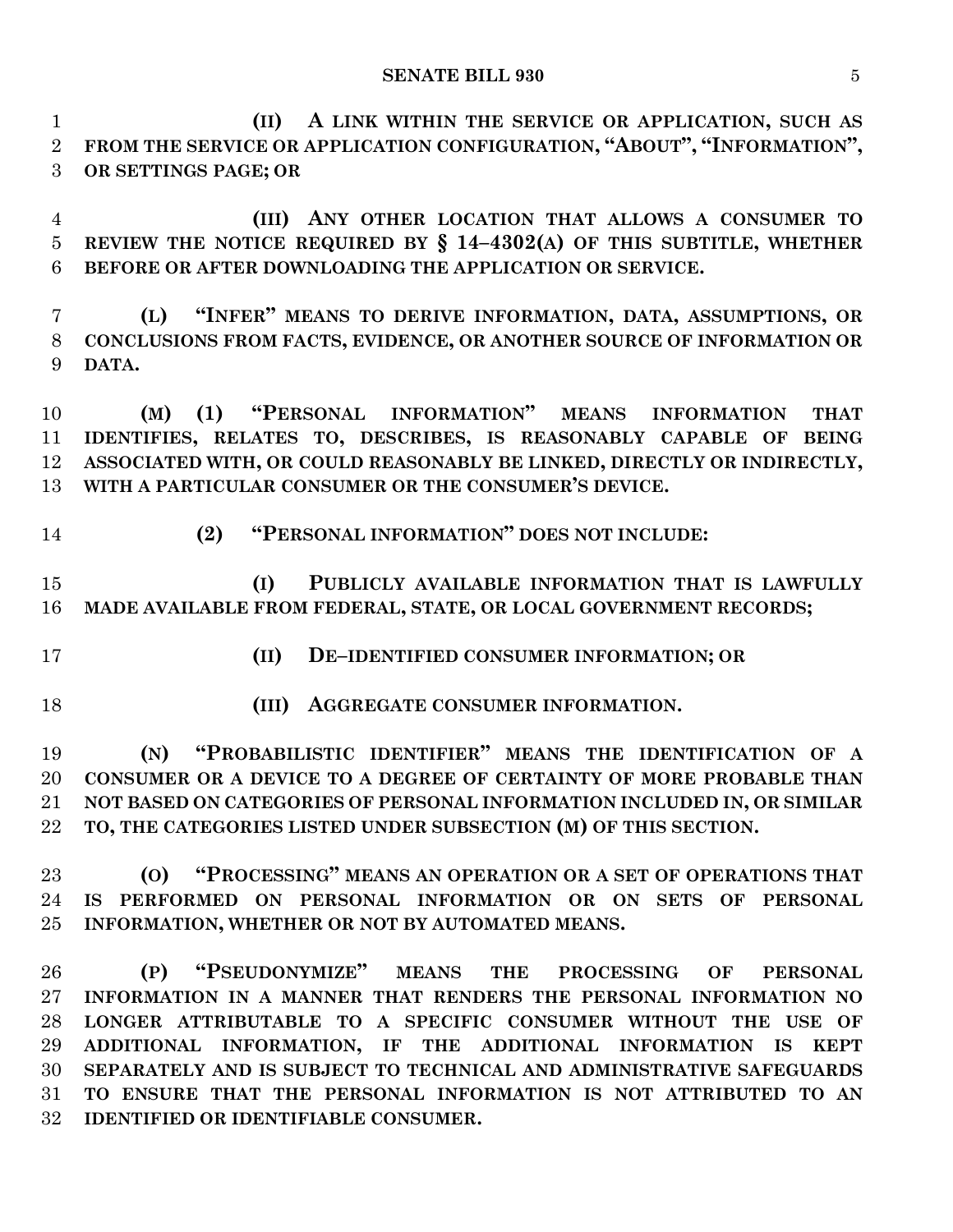**(II) A LINK WITHIN THE SERVICE OR APPLICATION, SUCH AS FROM THE SERVICE OR APPLICATION CONFIGURATION, "ABOUT", "INFORMATION", OR SETTINGS PAGE; OR**

**(III) ANY OTHER LOCATION THAT ALLOWS A CONSUMER TO REVIEW THE NOTICE REQUIRED BY § 14–4302(A) OF THIS SUBTITLE, WHETHER BEFORE OR AFTER DOWNLOADING THE APPLICATION OR SERVICE.**

**(L) "INFER" MEANS TO DERIVE INFORMATION, DATA, ASSUMPTIONS, OR CONCLUSIONS FROM FACTS, EVIDENCE, OR ANOTHER SOURCE OF INFORMATION OR DATA.**

**(M) (1) "PERSONAL INFORMATION" MEANS INFORMATION THAT IDENTIFIES, RELATES TO, DESCRIBES, IS REASONABLY CAPABLE OF BEING ASSOCIATED WITH, OR COULD REASONABLY BE LINKED, DIRECTLY OR INDIRECTLY, WITH A PARTICULAR CONSUMER OR THE CONSUMER'S DEVICE.**

**(2) "PERSONAL INFORMATION" DOES NOT INCLUDE:**

**(I) PUBLICLY AVAILABLE INFORMATION THAT IS LAWFULLY MADE AVAILABLE FROM FEDERAL, STATE, OR LOCAL GOVERNMENT RECORDS;**

**(II) DE–IDENTIFIED CONSUMER INFORMATION; OR**

**(III) AGGREGATE CONSUMER INFORMATION.**

**(N) "PROBABILISTIC IDENTIFIER" MEANS THE IDENTIFICATION OF A CONSUMER OR A DEVICE TO A DEGREE OF CERTAINTY OF MORE PROBABLE THAN NOT BASED ON CATEGORIES OF PERSONAL INFORMATION INCLUDED IN, OR SIMILAR TO, THE CATEGORIES LISTED UNDER SUBSECTION (M) OF THIS SECTION.**

**(O) "PROCESSING" MEANS AN OPERATION OR A SET OF OPERATIONS THAT IS PERFORMED ON PERSONAL INFORMATION OR ON SETS OF PERSONAL INFORMATION, WHETHER OR NOT BY AUTOMATED MEANS.**

**(P) "PSEUDONYMIZE" MEANS THE PROCESSING OF PERSONAL INFORMATION IN A MANNER THAT RENDERS THE PERSONAL INFORMATION NO LONGER ATTRIBUTABLE TO A SPECIFIC CONSUMER WITHOUT THE USE OF ADDITIONAL INFORMATION, IF THE ADDITIONAL INFORMATION IS KEPT SEPARATELY AND IS SUBJECT TO TECHNICAL AND ADMINISTRATIVE SAFEGUARDS TO ENSURE THAT THE PERSONAL INFORMATION IS NOT ATTRIBUTED TO AN IDENTIFIED OR IDENTIFIABLE CONSUMER.**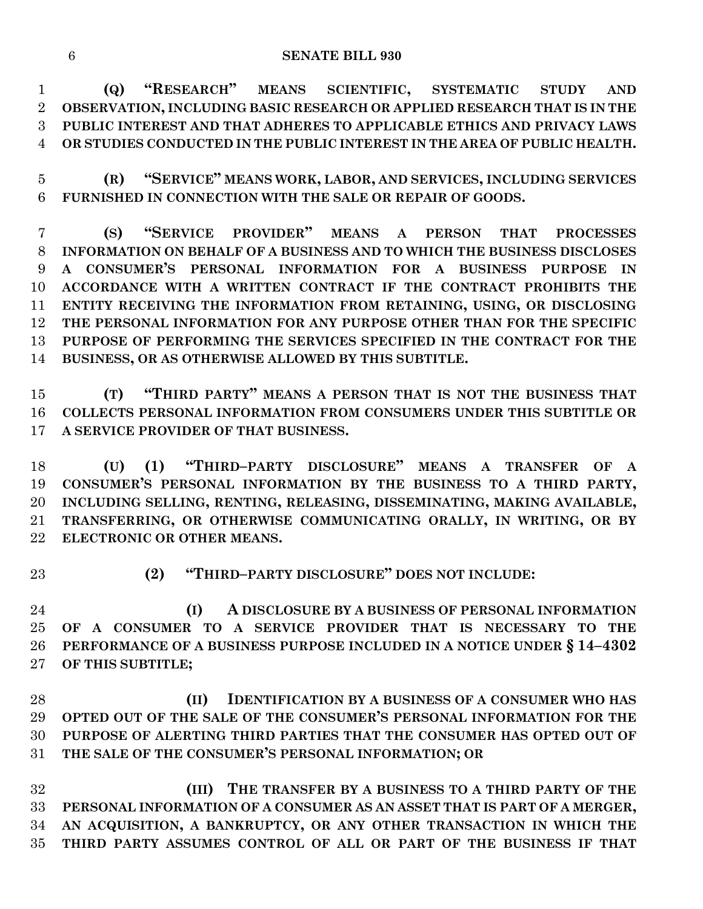**(Q) "RESEARCH" MEANS SCIENTIFIC, SYSTEMATIC STUDY AND OBSERVATION, INCLUDING BASIC RESEARCH OR APPLIED RESEARCH THAT IS IN THE PUBLIC INTEREST AND THAT ADHERES TO APPLICABLE ETHICS AND PRIVACY LAWS OR STUDIES CONDUCTED IN THE PUBLIC INTEREST IN THE AREA OF PUBLIC HEALTH.**

**(R) "SERVICE" MEANS WORK, LABOR, AND SERVICES, INCLUDING SERVICES FURNISHED IN CONNECTION WITH THE SALE OR REPAIR OF GOODS.**

**(S) "SERVICE PROVIDER" MEANS A PERSON THAT PROCESSES INFORMATION ON BEHALF OF A BUSINESS AND TO WHICH THE BUSINESS DISCLOSES A CONSUMER'S PERSONAL INFORMATION FOR A BUSINESS PURPOSE IN ACCORDANCE WITH A WRITTEN CONTRACT IF THE CONTRACT PROHIBITS THE ENTITY RECEIVING THE INFORMATION FROM RETAINING, USING, OR DISCLOSING THE PERSONAL INFORMATION FOR ANY PURPOSE OTHER THAN FOR THE SPECIFIC PURPOSE OF PERFORMING THE SERVICES SPECIFIED IN THE CONTRACT FOR THE BUSINESS, OR AS OTHERWISE ALLOWED BY THIS SUBTITLE.**

**(T) "THIRD PARTY" MEANS A PERSON THAT IS NOT THE BUSINESS THAT COLLECTS PERSONAL INFORMATION FROM CONSUMERS UNDER THIS SUBTITLE OR A SERVICE PROVIDER OF THAT BUSINESS.**

**(U) (1) "THIRD–PARTY DISCLOSURE" MEANS A TRANSFER OF A CONSUMER'S PERSONAL INFORMATION BY THE BUSINESS TO A THIRD PARTY, INCLUDING SELLING, RENTING, RELEASING, DISSEMINATING, MAKING AVAILABLE, TRANSFERRING, OR OTHERWISE COMMUNICATING ORALLY, IN WRITING, OR BY ELECTRONIC OR OTHER MEANS.**

**(2) "THIRD–PARTY DISCLOSURE" DOES NOT INCLUDE:**

**(I) A DISCLOSURE BY A BUSINESS OF PERSONAL INFORMATION OF A CONSUMER TO A SERVICE PROVIDER THAT IS NECESSARY TO THE PERFORMANCE OF A BUSINESS PURPOSE INCLUDED IN A NOTICE UNDER § 14–4302 OF THIS SUBTITLE;**

**(II) IDENTIFICATION BY A BUSINESS OF A CONSUMER WHO HAS OPTED OUT OF THE SALE OF THE CONSUMER'S PERSONAL INFORMATION FOR THE PURPOSE OF ALERTING THIRD PARTIES THAT THE CONSUMER HAS OPTED OUT OF THE SALE OF THE CONSUMER'S PERSONAL INFORMATION; OR**

**(III) THE TRANSFER BY A BUSINESS TO A THIRD PARTY OF THE PERSONAL INFORMATION OF A CONSUMER AS AN ASSET THAT IS PART OF A MERGER, AN ACQUISITION, A BANKRUPTCY, OR ANY OTHER TRANSACTION IN WHICH THE THIRD PARTY ASSUMES CONTROL OF ALL OR PART OF THE BUSINESS IF THAT**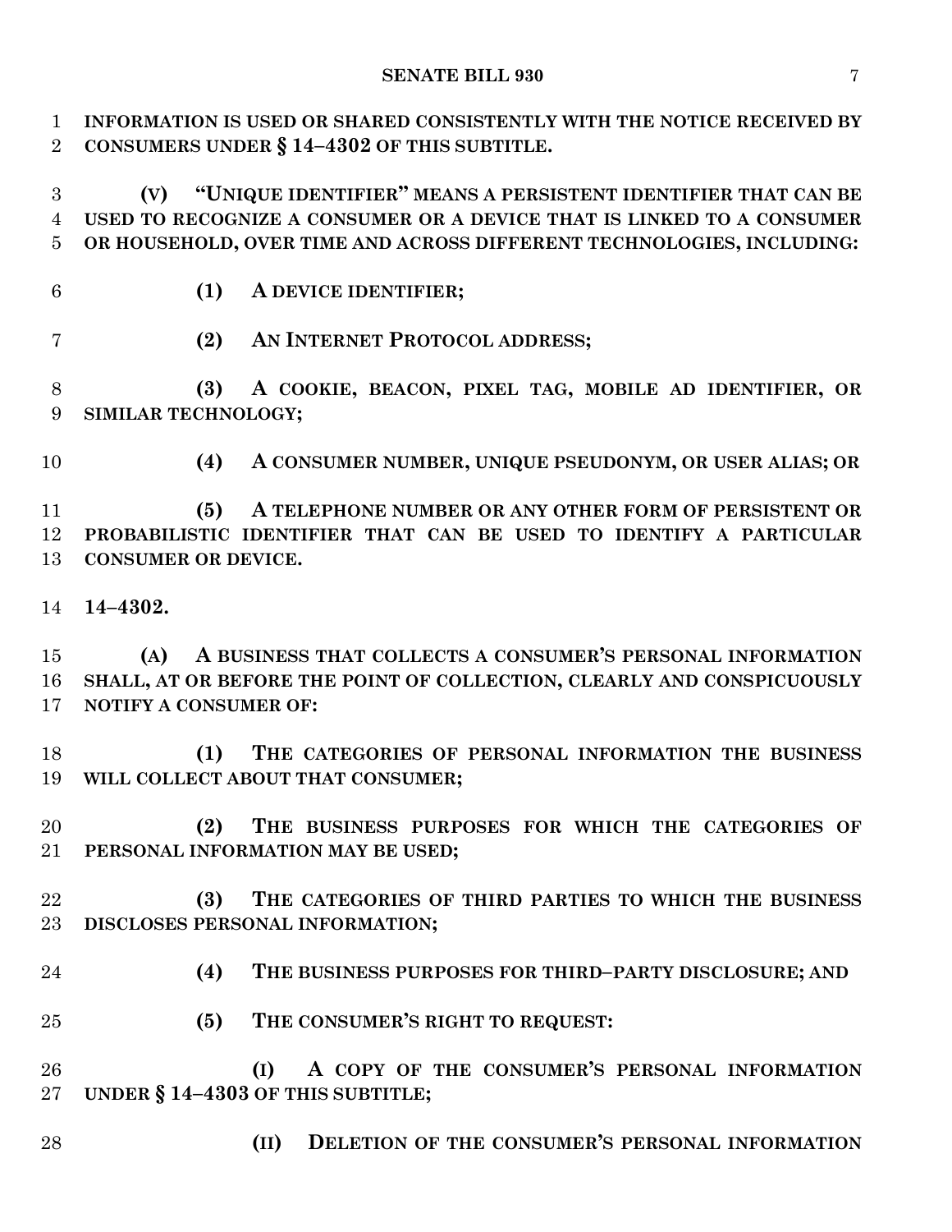**INFORMATION IS USED OR SHARED CONSISTENTLY WITH THE NOTICE RECEIVED BY CONSUMERS UNDER § 14–4302 OF THIS SUBTITLE.**

**(V) "UNIQUE IDENTIFIER" MEANS A PERSISTENT IDENTIFIER THAT CAN BE USED TO RECOGNIZE A CONSUMER OR A DEVICE THAT IS LINKED TO A CONSUMER OR HOUSEHOLD, OVER TIME AND ACROSS DIFFERENT TECHNOLOGIES, INCLUDING:**

**(1) A DEVICE IDENTIFIER;**

**(2) AN INTERNET PROTOCOL ADDRESS;**

**(3) A COOKIE, BEACON, PIXEL TAG, MOBILE AD IDENTIFIER, OR SIMILAR TECHNOLOGY;**

**(4) A CONSUMER NUMBER, UNIQUE PSEUDONYM, OR USER ALIAS; OR**

**(5) A TELEPHONE NUMBER OR ANY OTHER FORM OF PERSISTENT OR PROBABILISTIC IDENTIFIER THAT CAN BE USED TO IDENTIFY A PARTICULAR CONSUMER OR DEVICE.**

**14–4302.**

**(A) A BUSINESS THAT COLLECTS A CONSUMER'S PERSONAL INFORMATION SHALL, AT OR BEFORE THE POINT OF COLLECTION, CLEARLY AND CONSPICUOUSLY NOTIFY A CONSUMER OF:**

**(1) THE CATEGORIES OF PERSONAL INFORMATION THE BUSINESS WILL COLLECT ABOUT THAT CONSUMER;**

**(2) THE BUSINESS PURPOSES FOR WHICH THE CATEGORIES OF PERSONAL INFORMATION MAY BE USED;**

**(3) THE CATEGORIES OF THIRD PARTIES TO WHICH THE BUSINESS DISCLOSES PERSONAL INFORMATION;**

**(4) THE BUSINESS PURPOSES FOR THIRD–PARTY DISCLOSURE; AND**

**(5) THE CONSUMER'S RIGHT TO REQUEST:**

**(I) A COPY OF THE CONSUMER'S PERSONAL INFORMATION UNDER § 14–4303 OF THIS SUBTITLE;**

**(II) DELETION OF THE CONSUMER'S PERSONAL INFORMATION**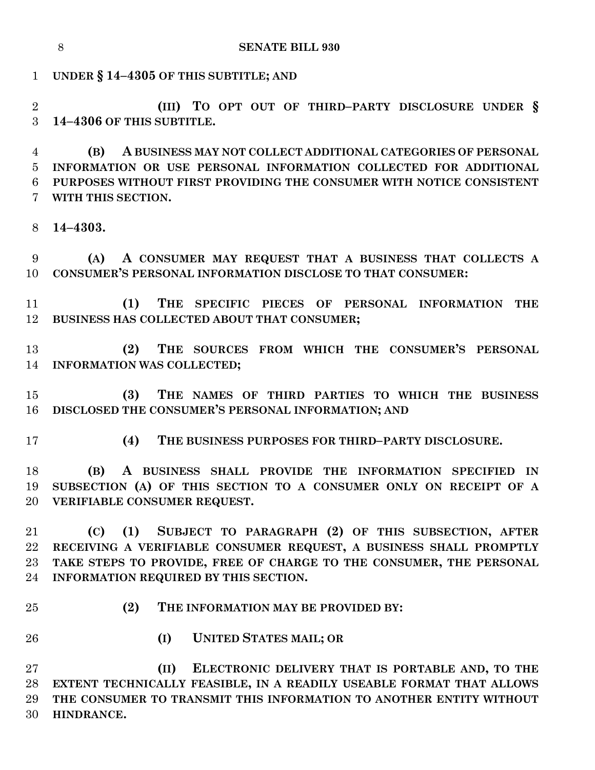**UNDER § 14–4305 OF THIS SUBTITLE; AND**

**(III) TO OPT OUT OF THIRD–PARTY DISCLOSURE UNDER § 14–4306 OF THIS SUBTITLE.**

**(B) A BUSINESS MAY NOT COLLECT ADDITIONAL CATEGORIES OF PERSONAL INFORMATION OR USE PERSONAL INFORMATION COLLECTED FOR ADDITIONAL PURPOSES WITHOUT FIRST PROVIDING THE CONSUMER WITH NOTICE CONSISTENT WITH THIS SECTION.**

**14–4303.**

**(A) A CONSUMER MAY REQUEST THAT A BUSINESS THAT COLLECTS A CONSUMER'S PERSONAL INFORMATION DISCLOSE TO THAT CONSUMER:**

**(1) THE SPECIFIC PIECES OF PERSONAL INFORMATION THE BUSINESS HAS COLLECTED ABOUT THAT CONSUMER;**

**(2) THE SOURCES FROM WHICH THE CONSUMER'S PERSONAL INFORMATION WAS COLLECTED;**

**(3) THE NAMES OF THIRD PARTIES TO WHICH THE BUSINESS DISCLOSED THE CONSUMER'S PERSONAL INFORMATION; AND**

**(4) THE BUSINESS PURPOSES FOR THIRD–PARTY DISCLOSURE.**

**(B) A BUSINESS SHALL PROVIDE THE INFORMATION SPECIFIED IN SUBSECTION (A) OF THIS SECTION TO A CONSUMER ONLY ON RECEIPT OF A VERIFIABLE CONSUMER REQUEST.**

**(C) (1) SUBJECT TO PARAGRAPH (2) OF THIS SUBSECTION, AFTER RECEIVING A VERIFIABLE CONSUMER REQUEST, A BUSINESS SHALL PROMPTLY TAKE STEPS TO PROVIDE, FREE OF CHARGE TO THE CONSUMER, THE PERSONAL INFORMATION REQUIRED BY THIS SECTION.**

**(2) THE INFORMATION MAY BE PROVIDED BY:**

**(I) UNITED STATES MAIL; OR**

**(II) ELECTRONIC DELIVERY THAT IS PORTABLE AND, TO THE EXTENT TECHNICALLY FEASIBLE, IN A READILY USEABLE FORMAT THAT ALLOWS THE CONSUMER TO TRANSMIT THIS INFORMATION TO ANOTHER ENTITY WITHOUT HINDRANCE.**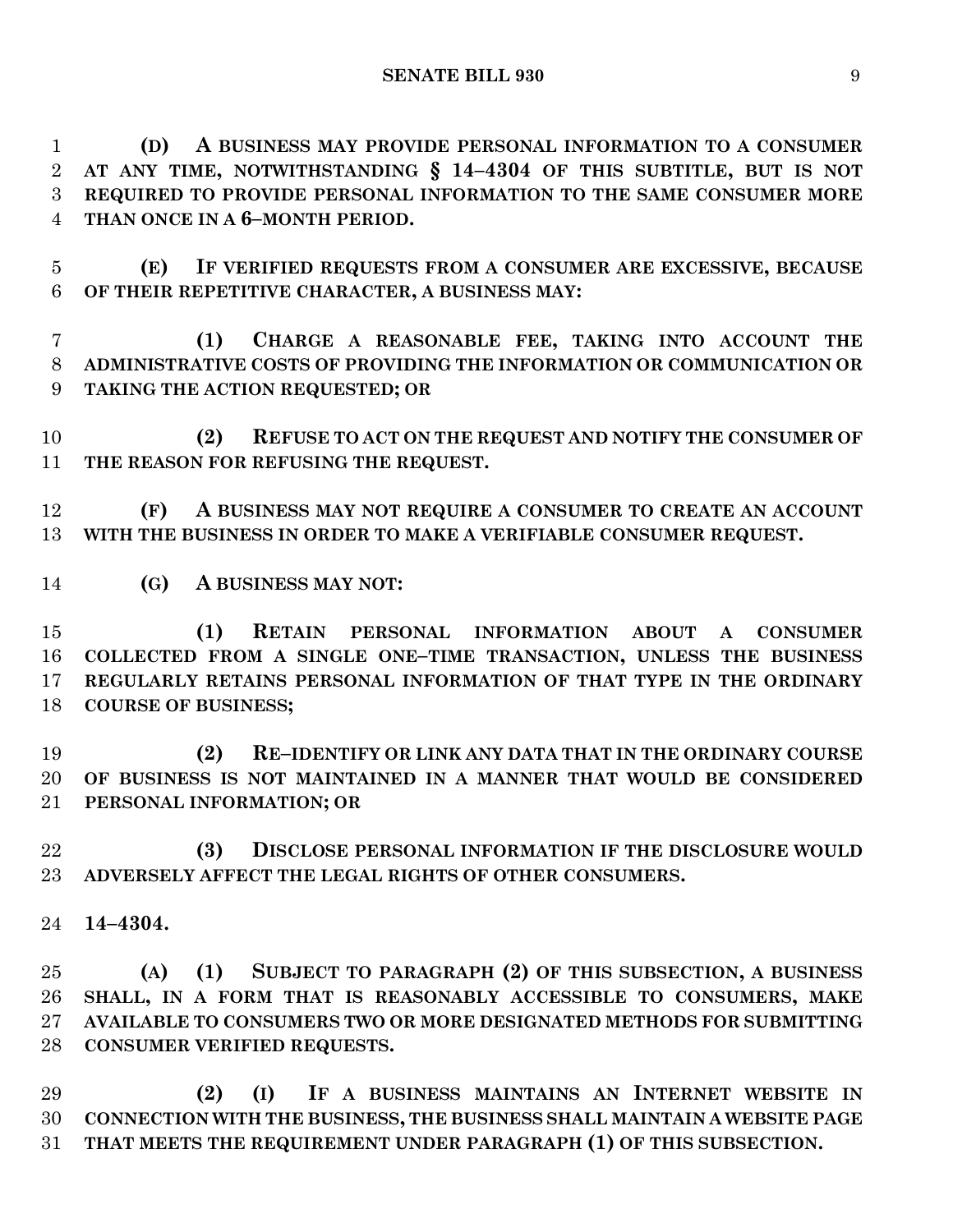**(D) A BUSINESS MAY PROVIDE PERSONAL INFORMATION TO A CONSUMER AT ANY TIME, NOTWITHSTANDING § 14–4304 OF THIS SUBTITLE, BUT IS NOT REQUIRED TO PROVIDE PERSONAL INFORMATION TO THE SAME CONSUMER MORE THAN ONCE IN A 6–MONTH PERIOD.**

**(E) IF VERIFIED REQUESTS FROM A CONSUMER ARE EXCESSIVE, BECAUSE OF THEIR REPETITIVE CHARACTER, A BUSINESS MAY:**

**(1) CHARGE A REASONABLE FEE, TAKING INTO ACCOUNT THE ADMINISTRATIVE COSTS OF PROVIDING THE INFORMATION OR COMMUNICATION OR TAKING THE ACTION REQUESTED; OR**

**(2) REFUSE TO ACT ON THE REQUEST AND NOTIFY THE CONSUMER OF THE REASON FOR REFUSING THE REQUEST.**

**(F) A BUSINESS MAY NOT REQUIRE A CONSUMER TO CREATE AN ACCOUNT WITH THE BUSINESS IN ORDER TO MAKE A VERIFIABLE CONSUMER REQUEST.**

**(G) A BUSINESS MAY NOT:**

**(1) RETAIN PERSONAL INFORMATION ABOUT A CONSUMER COLLECTED FROM A SINGLE ONE–TIME TRANSACTION, UNLESS THE BUSINESS REGULARLY RETAINS PERSONAL INFORMATION OF THAT TYPE IN THE ORDINARY COURSE OF BUSINESS;**

**(2) RE–IDENTIFY OR LINK ANY DATA THAT IN THE ORDINARY COURSE OF BUSINESS IS NOT MAINTAINED IN A MANNER THAT WOULD BE CONSIDERED PERSONAL INFORMATION; OR**

**(3) DISCLOSE PERSONAL INFORMATION IF THE DISCLOSURE WOULD ADVERSELY AFFECT THE LEGAL RIGHTS OF OTHER CONSUMERS.**

**14–4304.**

**(A) (1) SUBJECT TO PARAGRAPH (2) OF THIS SUBSECTION, A BUSINESS SHALL, IN A FORM THAT IS REASONABLY ACCESSIBLE TO CONSUMERS, MAKE AVAILABLE TO CONSUMERS TWO OR MORE DESIGNATED METHODS FOR SUBMITTING CONSUMER VERIFIED REQUESTS.**

**(2) (I) IF A BUSINESS MAINTAINS AN INTERNET WEBSITE IN CONNECTION WITH THE BUSINESS, THE BUSINESS SHALL MAINTAIN A WEBSITE PAGE THAT MEETS THE REQUIREMENT UNDER PARAGRAPH (1) OF THIS SUBSECTION.**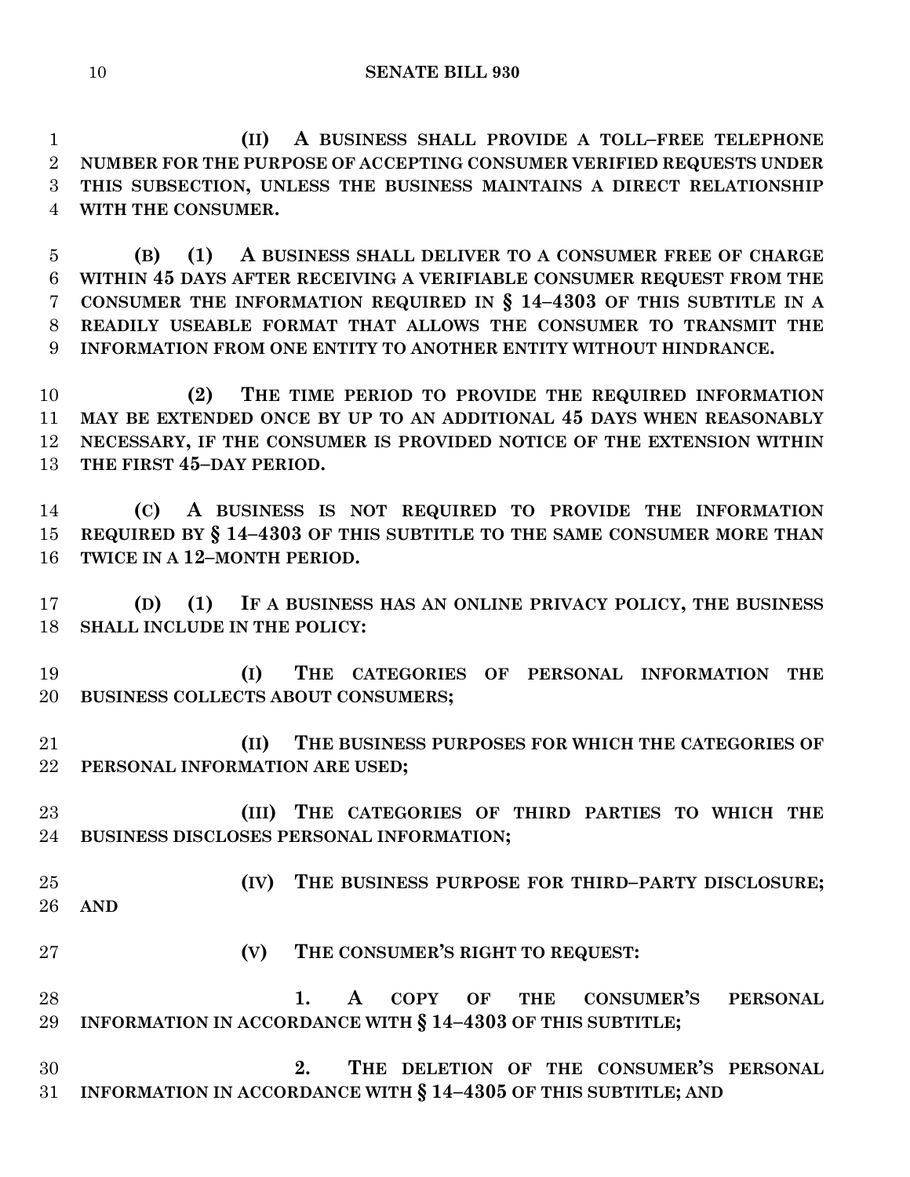**(II) A BUSINESS SHALL PROVIDE A TOLL–FREE TELEPHONE NUMBER FOR THE PURPOSE OF ACCEPTING CONSUMER VERIFIED REQUESTS UNDER THIS SUBSECTION, UNLESS THE BUSINESS MAINTAINS A DIRECT RELATIONSHIP WITH THE CONSUMER.**

**(B) (1) A BUSINESS SHALL DELIVER TO A CONSUMER FREE OF CHARGE WITHIN 45 DAYS AFTER RECEIVING A VERIFIABLE CONSUMER REQUEST FROM THE CONSUMER THE INFORMATION REQUIRED IN § 14–4303 OF THIS SUBTITLE IN A READILY USEABLE FORMAT THAT ALLOWS THE CONSUMER TO TRANSMIT THE INFORMATION FROM ONE ENTITY TO ANOTHER ENTITY WITHOUT HINDRANCE.**

**(2) THE TIME PERIOD TO PROVIDE THE REQUIRED INFORMATION MAY BE EXTENDED ONCE BY UP TO AN ADDITIONAL 45 DAYS WHEN REASONABLY NECESSARY, IF THE CONSUMER IS PROVIDED NOTICE OF THE EXTENSION WITHIN THE FIRST 45–DAY PERIOD.**

**(C) A BUSINESS IS NOT REQUIRED TO PROVIDE THE INFORMATION REQUIRED BY § 14–4303 OF THIS SUBTITLE TO THE SAME CONSUMER MORE THAN TWICE IN A 12–MONTH PERIOD.**

**(D) (1) IF A BUSINESS HAS AN ONLINE PRIVACY POLICY, THE BUSINESS SHALL INCLUDE IN THE POLICY:**

**(I) THE CATEGORIES OF PERSONAL INFORMATION THE BUSINESS COLLECTS ABOUT CONSUMERS;**

**(II) THE BUSINESS PURPOSES FOR WHICH THE CATEGORIES OF PERSONAL INFORMATION ARE USED;**

**(III) THE CATEGORIES OF THIRD PARTIES TO WHICH THE BUSINESS DISCLOSES PERSONAL INFORMATION;**

**(IV) THE BUSINESS PURPOSE FOR THIRD–PARTY DISCLOSURE; AND**

**(V) THE CONSUMER'S RIGHT TO REQUEST:**

**1. A COPY OF THE CONSUMER'S PERSONAL INFORMATION IN ACCORDANCE WITH § 14–4303 OF THIS SUBTITLE;**

**2. THE DELETION OF THE CONSUMER'S PERSONAL INFORMATION IN ACCORDANCE WITH § 14–4305 OF THIS SUBTITLE; AND**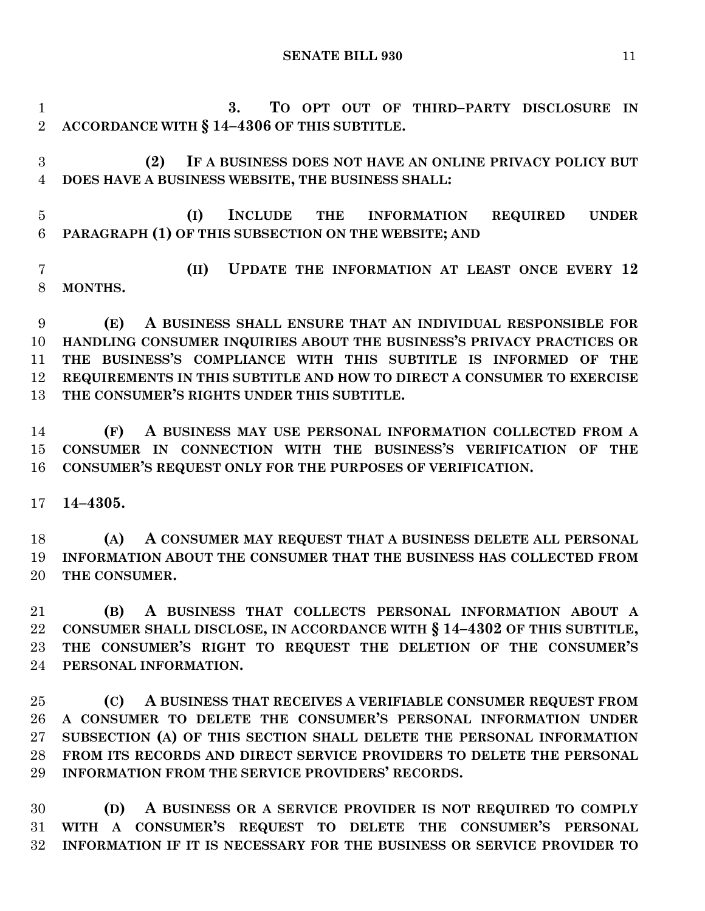**3. TO OPT OUT OF THIRD–PARTY DISCLOSURE IN ACCORDANCE WITH § 14–4306 OF THIS SUBTITLE.**

**(2) IF A BUSINESS DOES NOT HAVE AN ONLINE PRIVACY POLICY BUT DOES HAVE A BUSINESS WEBSITE, THE BUSINESS SHALL:**

**(I) INCLUDE THE INFORMATION REQUIRED UNDER PARAGRAPH (1) OF THIS SUBSECTION ON THE WEBSITE; AND**

**(II) UPDATE THE INFORMATION AT LEAST ONCE EVERY 12 MONTHS.**

**(E) A BUSINESS SHALL ENSURE THAT AN INDIVIDUAL RESPONSIBLE FOR HANDLING CONSUMER INQUIRIES ABOUT THE BUSINESS'S PRIVACY PRACTICES OR THE BUSINESS'S COMPLIANCE WITH THIS SUBTITLE IS INFORMED OF THE REQUIREMENTS IN THIS SUBTITLE AND HOW TO DIRECT A CONSUMER TO EXERCISE THE CONSUMER'S RIGHTS UNDER THIS SUBTITLE.**

**(F) A BUSINESS MAY USE PERSONAL INFORMATION COLLECTED FROM A CONSUMER IN CONNECTION WITH THE BUSINESS'S VERIFICATION OF THE CONSUMER'S REQUEST ONLY FOR THE PURPOSES OF VERIFICATION.**

**14–4305.**

**(A) A CONSUMER MAY REQUEST THAT A BUSINESS DELETE ALL PERSONAL INFORMATION ABOUT THE CONSUMER THAT THE BUSINESS HAS COLLECTED FROM THE CONSUMER.**

**(B) A BUSINESS THAT COLLECTS PERSONAL INFORMATION ABOUT A CONSUMER SHALL DISCLOSE, IN ACCORDANCE WITH § 14–4302 OF THIS SUBTITLE, THE CONSUMER'S RIGHT TO REQUEST THE DELETION OF THE CONSUMER'S PERSONAL INFORMATION.**

**(C) A BUSINESS THAT RECEIVES A VERIFIABLE CONSUMER REQUEST FROM A CONSUMER TO DELETE THE CONSUMER'S PERSONAL INFORMATION UNDER SUBSECTION (A) OF THIS SECTION SHALL DELETE THE PERSONAL INFORMATION FROM ITS RECORDS AND DIRECT SERVICE PROVIDERS TO DELETE THE PERSONAL INFORMATION FROM THE SERVICE PROVIDERS' RECORDS.**

**(D) A BUSINESS OR A SERVICE PROVIDER IS NOT REQUIRED TO COMPLY WITH A CONSUMER'S REQUEST TO DELETE THE CONSUMER'S PERSONAL INFORMATION IF IT IS NECESSARY FOR THE BUSINESS OR SERVICE PROVIDER TO**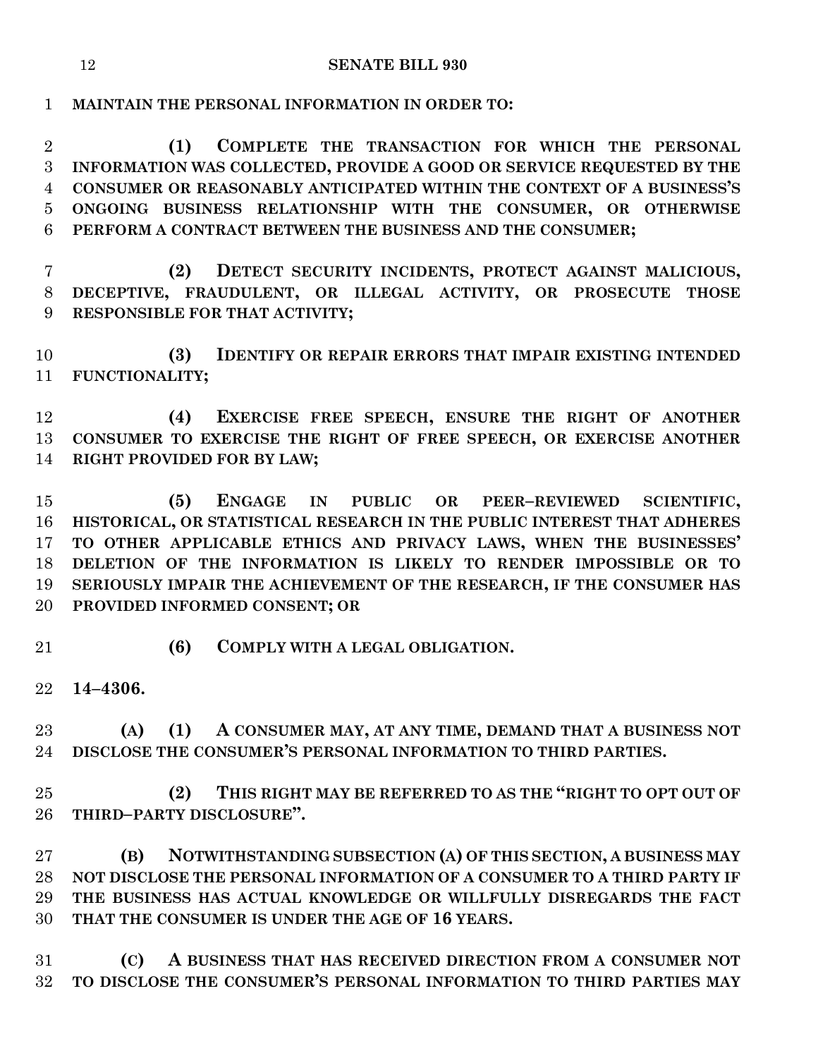**MAINTAIN THE PERSONAL INFORMATION IN ORDER TO:**

**(1) COMPLETE THE TRANSACTION FOR WHICH THE PERSONAL INFORMATION WAS COLLECTED, PROVIDE A GOOD OR SERVICE REQUESTED BY THE CONSUMER OR REASONABLY ANTICIPATED WITHIN THE CONTEXT OF A BUSINESS'S ONGOING BUSINESS RELATIONSHIP WITH THE CONSUMER, OR OTHERWISE PERFORM A CONTRACT BETWEEN THE BUSINESS AND THE CONSUMER;**

**(2) DETECT SECURITY INCIDENTS, PROTECT AGAINST MALICIOUS, DECEPTIVE, FRAUDULENT, OR ILLEGAL ACTIVITY, OR PROSECUTE THOSE RESPONSIBLE FOR THAT ACTIVITY;**

**(3) IDENTIFY OR REPAIR ERRORS THAT IMPAIR EXISTING INTENDED FUNCTIONALITY;**

**(4) EXERCISE FREE SPEECH, ENSURE THE RIGHT OF ANOTHER CONSUMER TO EXERCISE THE RIGHT OF FREE SPEECH, OR EXERCISE ANOTHER RIGHT PROVIDED FOR BY LAW;**

**(5) ENGAGE IN PUBLIC OR PEER–REVIEWED SCIENTIFIC, HISTORICAL, OR STATISTICAL RESEARCH IN THE PUBLIC INTEREST THAT ADHERES TO OTHER APPLICABLE ETHICS AND PRIVACY LAWS, WHEN THE BUSINESSES' DELETION OF THE INFORMATION IS LIKELY TO RENDER IMPOSSIBLE OR TO SERIOUSLY IMPAIR THE ACHIEVEMENT OF THE RESEARCH, IF THE CONSUMER HAS PROVIDED INFORMED CONSENT; OR**

**(6) COMPLY WITH A LEGAL OBLIGATION.**

**14–4306.**

**(A) (1) A CONSUMER MAY, AT ANY TIME, DEMAND THAT A BUSINESS NOT DISCLOSE THE CONSUMER'S PERSONAL INFORMATION TO THIRD PARTIES.**

**(2) THIS RIGHT MAY BE REFERRED TO AS THE "RIGHT TO OPT OUT OF THIRD–PARTY DISCLOSURE".**

**(B) NOTWITHSTANDING SUBSECTION (A) OF THIS SECTION, A BUSINESS MAY NOT DISCLOSE THE PERSONAL INFORMATION OF A CONSUMER TO A THIRD PARTY IF THE BUSINESS HAS ACTUAL KNOWLEDGE OR WILLFULLY DISREGARDS THE FACT THAT THE CONSUMER IS UNDER THE AGE OF 16 YEARS.**

**(C) A BUSINESS THAT HAS RECEIVED DIRECTION FROM A CONSUMER NOT TO DISCLOSE THE CONSUMER'S PERSONAL INFORMATION TO THIRD PARTIES MAY**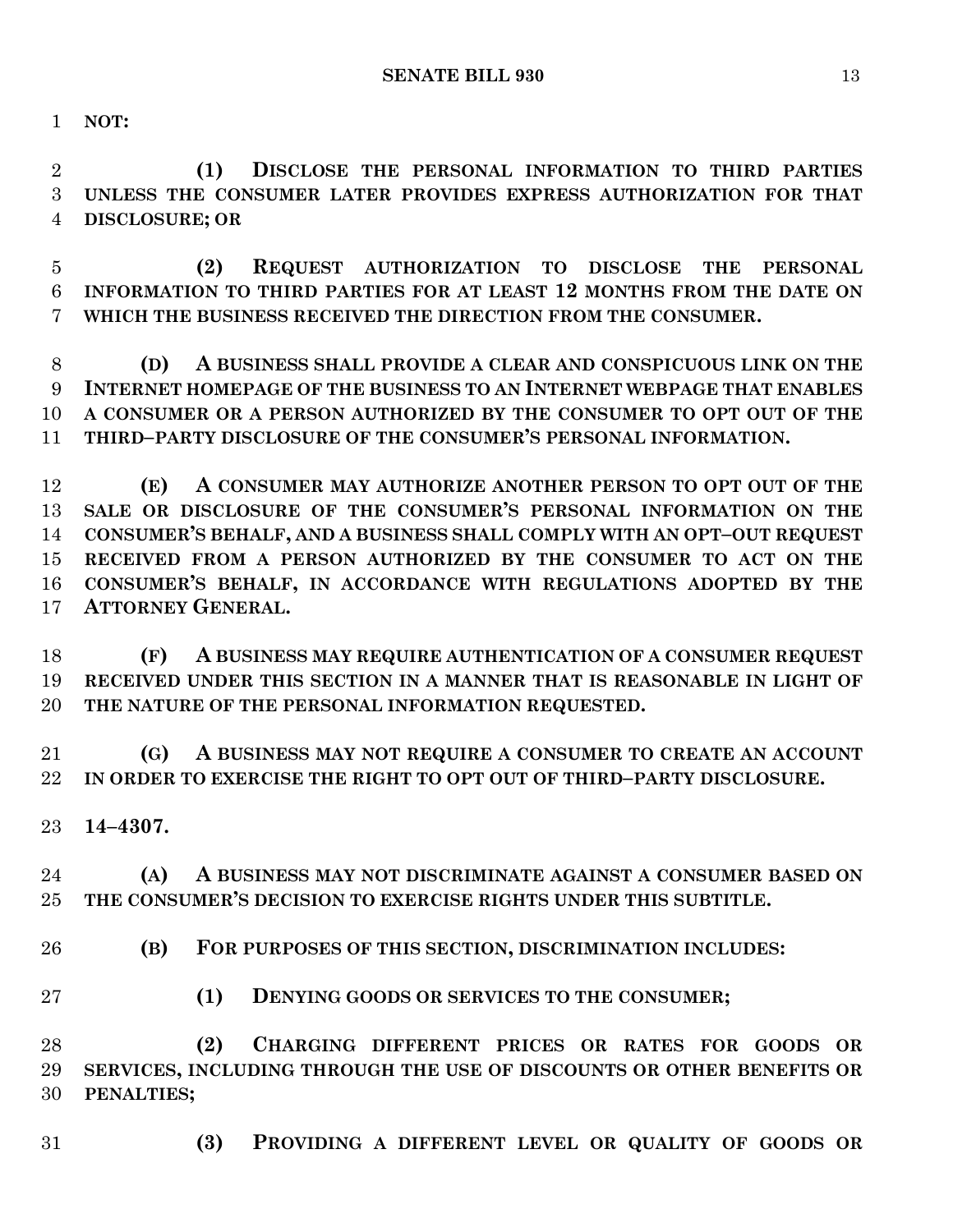**NOT:**

**(1) DISCLOSE THE PERSONAL INFORMATION TO THIRD PARTIES UNLESS THE CONSUMER LATER PROVIDES EXPRESS AUTHORIZATION FOR THAT DISCLOSURE; OR**

**(2) REQUEST AUTHORIZATION TO DISCLOSE THE PERSONAL INFORMATION TO THIRD PARTIES FOR AT LEAST 12 MONTHS FROM THE DATE ON WHICH THE BUSINESS RECEIVED THE DIRECTION FROM THE CONSUMER.**

**(D) A BUSINESS SHALL PROVIDE A CLEAR AND CONSPICUOUS LINK ON THE INTERNET HOMEPAGE OF THE BUSINESS TO AN INTERNET WEBPAGE THAT ENABLES A CONSUMER OR A PERSON AUTHORIZED BY THE CONSUMER TO OPT OUT OF THE THIRD–PARTY DISCLOSURE OF THE CONSUMER'S PERSONAL INFORMATION.**

**(E) A CONSUMER MAY AUTHORIZE ANOTHER PERSON TO OPT OUT OF THE SALE OR DISCLOSURE OF THE CONSUMER'S PERSONAL INFORMATION ON THE CONSUMER'S BEHALF, AND A BUSINESS SHALL COMPLY WITH AN OPT–OUT REQUEST RECEIVED FROM A PERSON AUTHORIZED BY THE CONSUMER TO ACT ON THE CONSUMER'S BEHALF, IN ACCORDANCE WITH REGULATIONS ADOPTED BY THE ATTORNEY GENERAL.**

**(F) A BUSINESS MAY REQUIRE AUTHENTICATION OF A CONSUMER REQUEST RECEIVED UNDER THIS SECTION IN A MANNER THAT IS REASONABLE IN LIGHT OF THE NATURE OF THE PERSONAL INFORMATION REQUESTED.**

**(G) A BUSINESS MAY NOT REQUIRE A CONSUMER TO CREATE AN ACCOUNT IN ORDER TO EXERCISE THE RIGHT TO OPT OUT OF THIRD–PARTY DISCLOSURE.**

**14–4307.**

**(A) A BUSINESS MAY NOT DISCRIMINATE AGAINST A CONSUMER BASED ON THE CONSUMER'S DECISION TO EXERCISE RIGHTS UNDER THIS SUBTITLE.**

**(B) FOR PURPOSES OF THIS SECTION, DISCRIMINATION INCLUDES:**

**(1) DENYING GOODS OR SERVICES TO THE CONSUMER;**

**(2) CHARGING DIFFERENT PRICES OR RATES FOR GOODS OR SERVICES, INCLUDING THROUGH THE USE OF DISCOUNTS OR OTHER BENEFITS OR PENALTIES;**

**(3) PROVIDING A DIFFERENT LEVEL OR QUALITY OF GOODS OR**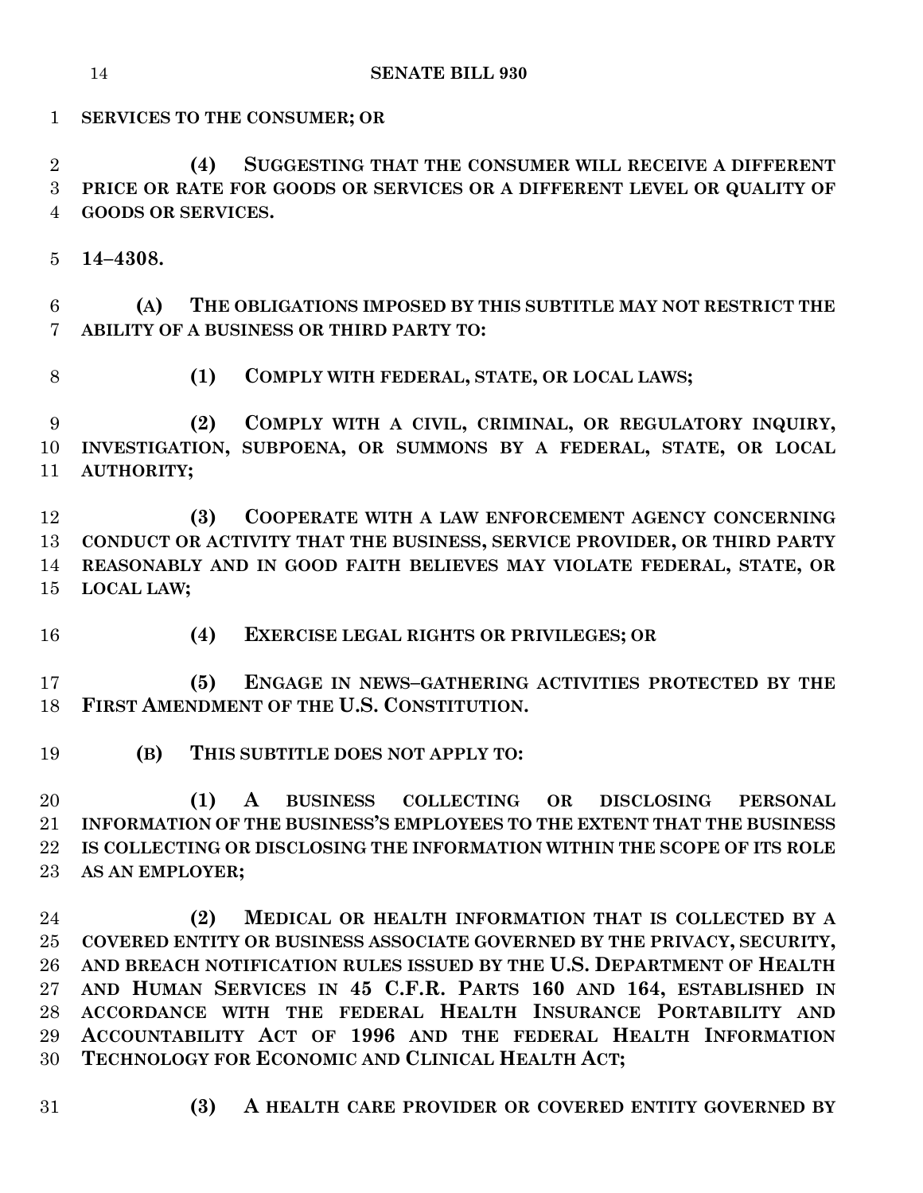**SERVICES TO THE CONSUMER; OR**

**(4) SUGGESTING THAT THE CONSUMER WILL RECEIVE A DIFFERENT PRICE OR RATE FOR GOODS OR SERVICES OR A DIFFERENT LEVEL OR QUALITY OF GOODS OR SERVICES.**

**14–4308.**

**(A) THE OBLIGATIONS IMPOSED BY THIS SUBTITLE MAY NOT RESTRICT THE ABILITY OF A BUSINESS OR THIRD PARTY TO:**

**(1) COMPLY WITH FEDERAL, STATE, OR LOCAL LAWS;**

**(2) COMPLY WITH A CIVIL, CRIMINAL, OR REGULATORY INQUIRY, INVESTIGATION, SUBPOENA, OR SUMMONS BY A FEDERAL, STATE, OR LOCAL AUTHORITY;**

**(3) COOPERATE WITH A LAW ENFORCEMENT AGENCY CONCERNING CONDUCT OR ACTIVITY THAT THE BUSINESS, SERVICE PROVIDER, OR THIRD PARTY REASONABLY AND IN GOOD FAITH BELIEVES MAY VIOLATE FEDERAL, STATE, OR LOCAL LAW;**

**(4) EXERCISE LEGAL RIGHTS OR PRIVILEGES; OR**

**(5) ENGAGE IN NEWS–GATHERING ACTIVITIES PROTECTED BY THE FIRST AMENDMENT OF THE U.S. CONSTITUTION.**

**(B) THIS SUBTITLE DOES NOT APPLY TO:**

**(1) A BUSINESS COLLECTING OR DISCLOSING PERSONAL INFORMATION OF THE BUSINESS'S EMPLOYEES TO THE EXTENT THAT THE BUSINESS IS COLLECTING OR DISCLOSING THE INFORMATION WITHIN THE SCOPE OF ITS ROLE AS AN EMPLOYER;**

**(2) MEDICAL OR HEALTH INFORMATION THAT IS COLLECTED BY A COVERED ENTITY OR BUSINESS ASSOCIATE GOVERNED BY THE PRIVACY, SECURITY, AND BREACH NOTIFICATION RULES ISSUED BY THE U.S. DEPARTMENT OF HEALTH AND HUMAN SERVICES IN 45 C.F.R. PARTS 160 AND 164, ESTABLISHED IN ACCORDANCE WITH THE FEDERAL HEALTH INSURANCE PORTABILITY AND ACCOUNTABILITY ACT OF 1996 AND THE FEDERAL HEALTH INFORMATION TECHNOLOGY FOR ECONOMIC AND CLINICAL HEALTH ACT;**

**(3) A HEALTH CARE PROVIDER OR COVERED ENTITY GOVERNED BY**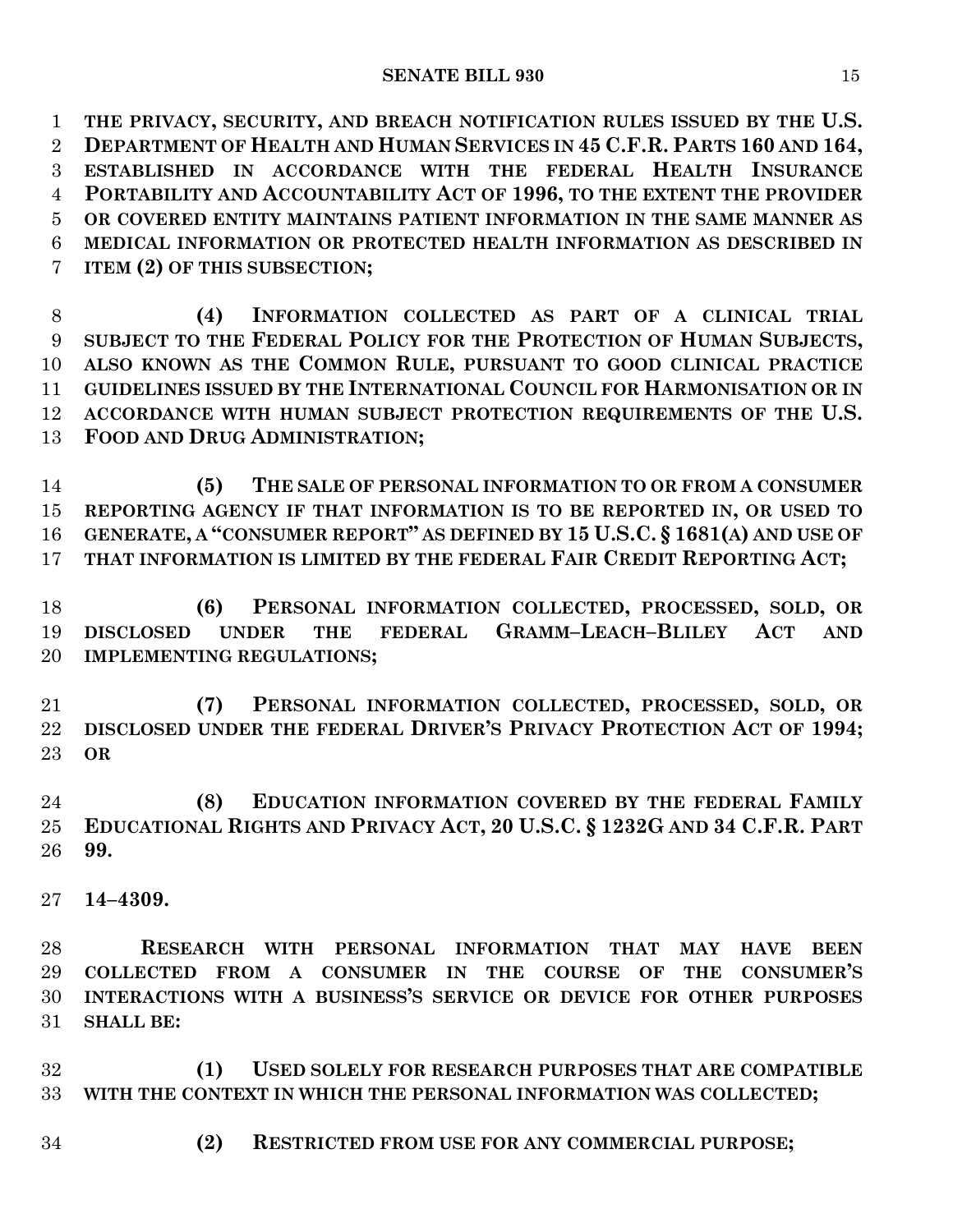**THE PRIVACY, SECURITY, AND BREACH NOTIFICATION RULES ISSUED BY THE U.S. DEPARTMENT OF HEALTH AND HUMAN SERVICES IN 45 C.F.R. PARTS 160 AND 164, ESTABLISHED IN ACCORDANCE WITH THE FEDERAL HEALTH INSURANCE PORTABILITY AND ACCOUNTABILITY ACT OF 1996, TO THE EXTENT THE PROVIDER OR COVERED ENTITY MAINTAINS PATIENT INFORMATION IN THE SAME MANNER AS MEDICAL INFORMATION OR PROTECTED HEALTH INFORMATION AS DESCRIBED IN ITEM (2) OF THIS SUBSECTION;**

**(4) INFORMATION COLLECTED AS PART OF A CLINICAL TRIAL SUBJECT TO THE FEDERAL POLICY FOR THE PROTECTION OF HUMAN SUBJECTS, ALSO KNOWN AS THE COMMON RULE, PURSUANT TO GOOD CLINICAL PRACTICE GUIDELINES ISSUED BY THE INTERNATIONAL COUNCIL FOR HARMONISATION OR IN ACCORDANCE WITH HUMAN SUBJECT PROTECTION REQUIREMENTS OF THE U.S. FOOD AND DRUG ADMINISTRATION;**

**(5) THE SALE OF PERSONAL INFORMATION TO OR FROM A CONSUMER REPORTING AGENCY IF THAT INFORMATION IS TO BE REPORTED IN, OR USED TO GENERATE, A "CONSUMER REPORT" AS DEFINED BY 15 U.S.C. § 1681(A) AND USE OF THAT INFORMATION IS LIMITED BY THE FEDERAL FAIR CREDIT REPORTING ACT;**

**(6) PERSONAL INFORMATION COLLECTED, PROCESSED, SOLD, OR DISCLOSED UNDER THE FEDERAL GRAMM–LEACH–BLILEY ACT AND IMPLEMENTING REGULATIONS;**

**(7) PERSONAL INFORMATION COLLECTED, PROCESSED, SOLD, OR DISCLOSED UNDER THE FEDERAL DRIVER'S PRIVACY PROTECTION ACT OF 1994; OR**

**(8) EDUCATION INFORMATION COVERED BY THE FEDERAL FAMILY EDUCATIONAL RIGHTS AND PRIVACY ACT, 20 U.S.C. § 1232G AND 34 C.F.R. PART 99.**

**14–4309.**

**RESEARCH WITH PERSONAL INFORMATION THAT MAY HAVE BEEN COLLECTED FROM A CONSUMER IN THE COURSE OF THE CONSUMER'S INTERACTIONS WITH A BUSINESS'S SERVICE OR DEVICE FOR OTHER PURPOSES SHALL BE:**

**(1) USED SOLELY FOR RESEARCH PURPOSES THAT ARE COMPATIBLE WITH THE CONTEXT IN WHICH THE PERSONAL INFORMATION WAS COLLECTED;**

**(2) RESTRICTED FROM USE FOR ANY COMMERCIAL PURPOSE;**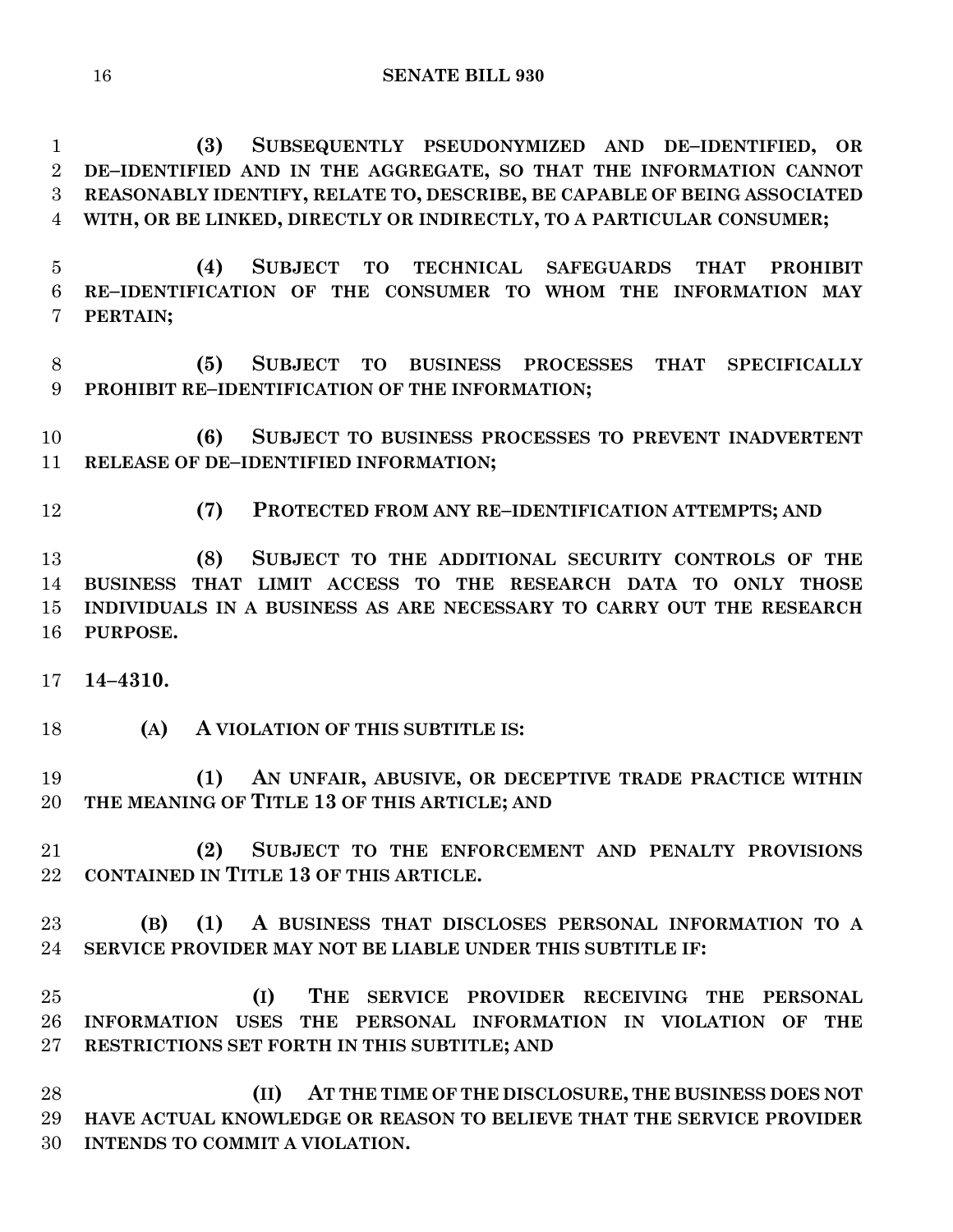**(3) SUBSEQUENTLY PSEUDONYMIZED AND DE–IDENTIFIED, OR DE–IDENTIFIED AND IN THE AGGREGATE, SO THAT THE INFORMATION CANNOT REASONABLY IDENTIFY, RELATE TO, DESCRIBE, BE CAPABLE OF BEING ASSOCIATED WITH, OR BE LINKED, DIRECTLY OR INDIRECTLY, TO A PARTICULAR CONSUMER;**

**(4) SUBJECT TO TECHNICAL SAFEGUARDS THAT PROHIBIT RE–IDENTIFICATION OF THE CONSUMER TO WHOM THE INFORMATION MAY PERTAIN;**

**(5) SUBJECT TO BUSINESS PROCESSES THAT SPECIFICALLY PROHIBIT RE–IDENTIFICATION OF THE INFORMATION;**

**(6) SUBJECT TO BUSINESS PROCESSES TO PREVENT INADVERTENT RELEASE OF DE–IDENTIFIED INFORMATION;**

**(7) PROTECTED FROM ANY RE–IDENTIFICATION ATTEMPTS; AND**

**(8) SUBJECT TO THE ADDITIONAL SECURITY CONTROLS OF THE BUSINESS THAT LIMIT ACCESS TO THE RESEARCH DATA TO ONLY THOSE INDIVIDUALS IN A BUSINESS AS ARE NECESSARY TO CARRY OUT THE RESEARCH PURPOSE.**

**14–4310.**

**(A) A VIOLATION OF THIS SUBTITLE IS:**

**(1) AN UNFAIR, ABUSIVE, OR DECEPTIVE TRADE PRACTICE WITHIN THE MEANING OF TITLE 13 OF THIS ARTICLE; AND**

**(2) SUBJECT TO THE ENFORCEMENT AND PENALTY PROVISIONS CONTAINED IN TITLE 13 OF THIS ARTICLE.**

**(B) (1) A BUSINESS THAT DISCLOSES PERSONAL INFORMATION TO A SERVICE PROVIDER MAY NOT BE LIABLE UNDER THIS SUBTITLE IF:**

**(I) THE SERVICE PROVIDER RECEIVING THE PERSONAL INFORMATION USES THE PERSONAL INFORMATION IN VIOLATION OF THE RESTRICTIONS SET FORTH IN THIS SUBTITLE; AND**

**(II) AT THE TIME OF THE DISCLOSURE, THE BUSINESS DOES NOT HAVE ACTUAL KNOWLEDGE OR REASON TO BELIEVE THAT THE SERVICE PROVIDER INTENDS TO COMMIT A VIOLATION.**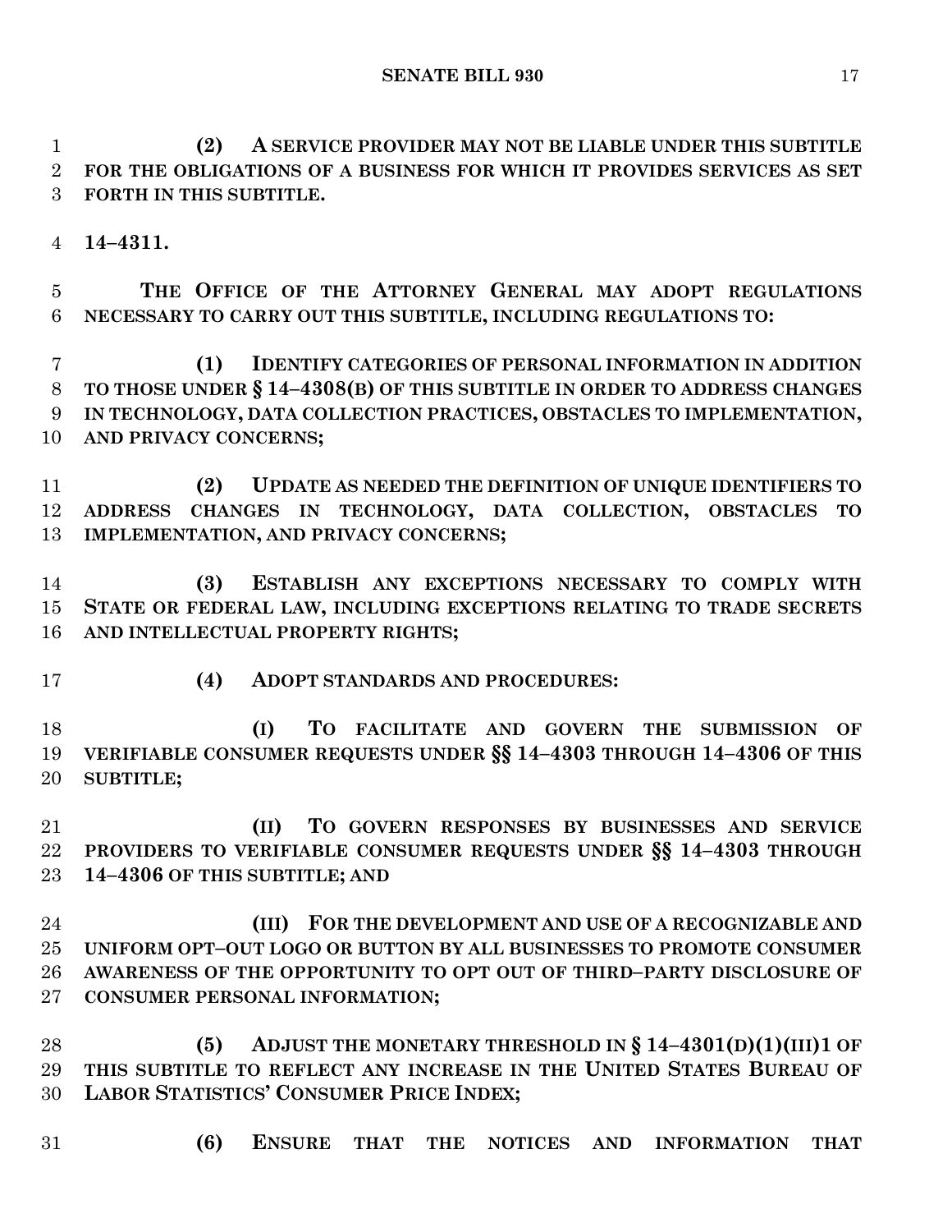**(2) A SERVICE PROVIDER MAY NOT BE LIABLE UNDER THIS SUBTITLE FOR THE OBLIGATIONS OF A BUSINESS FOR WHICH IT PROVIDES SERVICES AS SET FORTH IN THIS SUBTITLE.**

**14–4311.**

**THE OFFICE OF THE ATTORNEY GENERAL MAY ADOPT REGULATIONS NECESSARY TO CARRY OUT THIS SUBTITLE, INCLUDING REGULATIONS TO:**

**(1) IDENTIFY CATEGORIES OF PERSONAL INFORMATION IN ADDITION TO THOSE UNDER § 14–4308(B) OF THIS SUBTITLE IN ORDER TO ADDRESS CHANGES IN TECHNOLOGY, DATA COLLECTION PRACTICES, OBSTACLES TO IMPLEMENTATION, AND PRIVACY CONCERNS;**

**(2) UPDATE AS NEEDED THE DEFINITION OF UNIQUE IDENTIFIERS TO ADDRESS CHANGES IN TECHNOLOGY, DATA COLLECTION, OBSTACLES TO IMPLEMENTATION, AND PRIVACY CONCERNS;**

**(3) ESTABLISH ANY EXCEPTIONS NECESSARY TO COMPLY WITH STATE OR FEDERAL LAW, INCLUDING EXCEPTIONS RELATING TO TRADE SECRETS AND INTELLECTUAL PROPERTY RIGHTS;**

**(4) ADOPT STANDARDS AND PROCEDURES:**

**(I) TO FACILITATE AND GOVERN THE SUBMISSION OF VERIFIABLE CONSUMER REQUESTS UNDER §§ 14–4303 THROUGH 14–4306 OF THIS SUBTITLE;**

**(II) TO GOVERN RESPONSES BY BUSINESSES AND SERVICE PROVIDERS TO VERIFIABLE CONSUMER REQUESTS UNDER §§ 14–4303 THROUGH 14–4306 OF THIS SUBTITLE; AND**

**(III) FOR THE DEVELOPMENT AND USE OF A RECOGNIZABLE AND UNIFORM OPT–OUT LOGO OR BUTTON BY ALL BUSINESSES TO PROMOTE CONSUMER AWARENESS OF THE OPPORTUNITY TO OPT OUT OF THIRD–PARTY DISCLOSURE OF CONSUMER PERSONAL INFORMATION;**

**(5) ADJUST THE MONETARY THRESHOLD IN § 14–4301(D)(1)(III)1 OF THIS SUBTITLE TO REFLECT ANY INCREASE IN THE UNITED STATES BUREAU OF LABOR STATISTICS' CONSUMER PRICE INDEX;**

**(6) ENSURE THAT THE NOTICES AND INFORMATION THAT**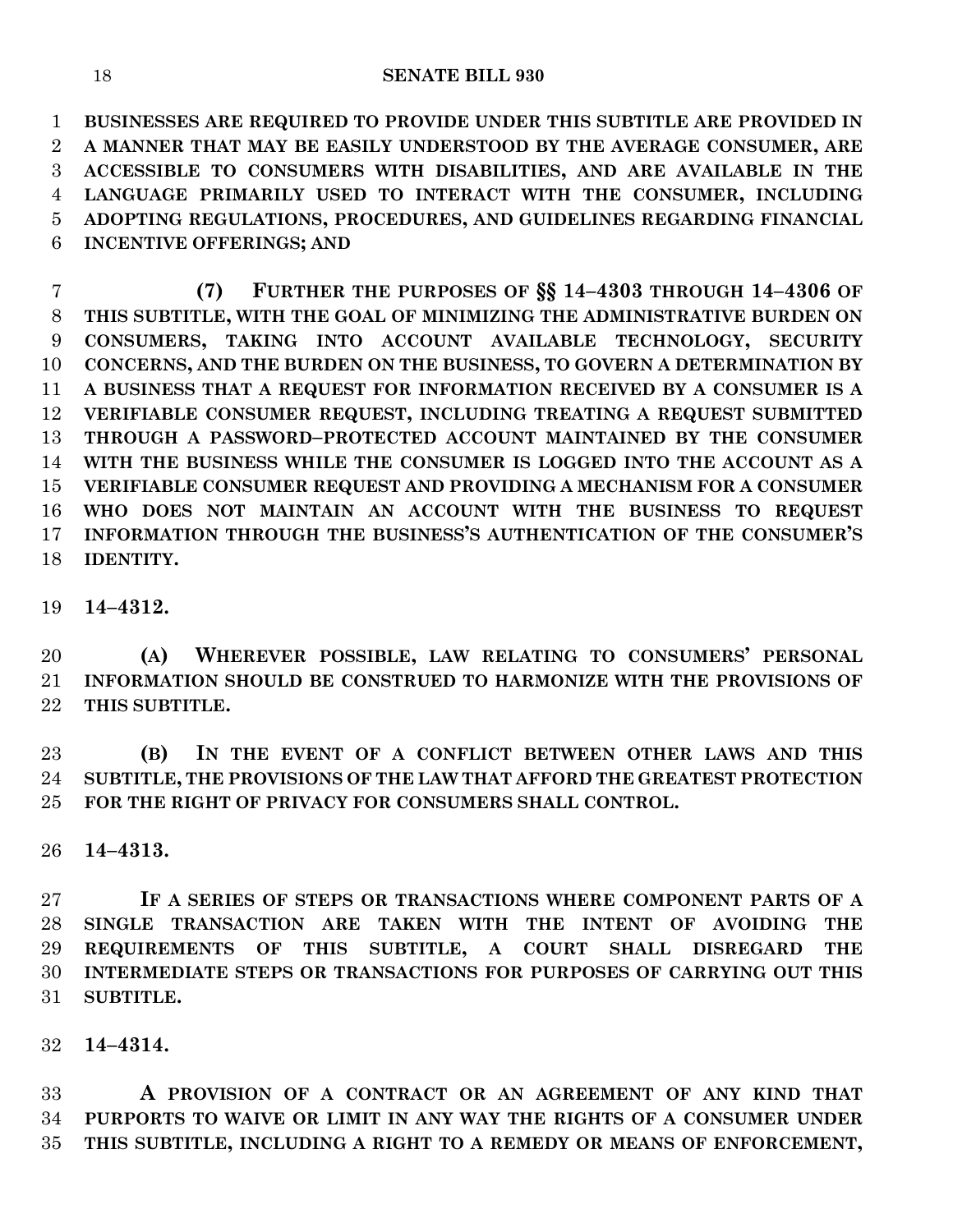**BUSINESSES ARE REQUIRED TO PROVIDE UNDER THIS SUBTITLE ARE PROVIDED IN A MANNER THAT MAY BE EASILY UNDERSTOOD BY THE AVERAGE CONSUMER, ARE ACCESSIBLE TO CONSUMERS WITH DISABILITIES, AND ARE AVAILABLE IN THE LANGUAGE PRIMARILY USED TO INTERACT WITH THE CONSUMER, INCLUDING ADOPTING REGULATIONS, PROCEDURES, AND GUIDELINES REGARDING FINANCIAL INCENTIVE OFFERINGS; AND**

**(7) FURTHER THE PURPOSES OF §§ 14–4303 THROUGH 14–4306 OF THIS SUBTITLE, WITH THE GOAL OF MINIMIZING THE ADMINISTRATIVE BURDEN ON CONSUMERS, TAKING INTO ACCOUNT AVAILABLE TECHNOLOGY, SECURITY CONCERNS, AND THE BURDEN ON THE BUSINESS, TO GOVERN A DETERMINATION BY A BUSINESS THAT A REQUEST FOR INFORMATION RECEIVED BY A CONSUMER IS A VERIFIABLE CONSUMER REQUEST, INCLUDING TREATING A REQUEST SUBMITTED THROUGH A PASSWORD–PROTECTED ACCOUNT MAINTAINED BY THE CONSUMER WITH THE BUSINESS WHILE THE CONSUMER IS LOGGED INTO THE ACCOUNT AS A VERIFIABLE CONSUMER REQUEST AND PROVIDING A MECHANISM FOR A CONSUMER WHO DOES NOT MAINTAIN AN ACCOUNT WITH THE BUSINESS TO REQUEST INFORMATION THROUGH THE BUSINESS'S AUTHENTICATION OF THE CONSUMER'S IDENTITY.**

**14–4312.**

**(A) WHEREVER POSSIBLE, LAW RELATING TO CONSUMERS' PERSONAL INFORMATION SHOULD BE CONSTRUED TO HARMONIZE WITH THE PROVISIONS OF THIS SUBTITLE.**

**(B) IN THE EVENT OF A CONFLICT BETWEEN OTHER LAWS AND THIS SUBTITLE, THE PROVISIONS OF THE LAW THAT AFFORD THE GREATEST PROTECTION FOR THE RIGHT OF PRIVACY FOR CONSUMERS SHALL CONTROL.**

**14–4313.**

**IF A SERIES OF STEPS OR TRANSACTIONS WHERE COMPONENT PARTS OF A SINGLE TRANSACTION ARE TAKEN WITH THE INTENT OF AVOIDING THE REQUIREMENTS OF THIS SUBTITLE, A COURT SHALL DISREGARD THE INTERMEDIATE STEPS OR TRANSACTIONS FOR PURPOSES OF CARRYING OUT THIS SUBTITLE.**

**14–4314.**

**A PROVISION OF A CONTRACT OR AN AGREEMENT OF ANY KIND THAT PURPORTS TO WAIVE OR LIMIT IN ANY WAY THE RIGHTS OF A CONSUMER UNDER THIS SUBTITLE, INCLUDING A RIGHT TO A REMEDY OR MEANS OF ENFORCEMENT,**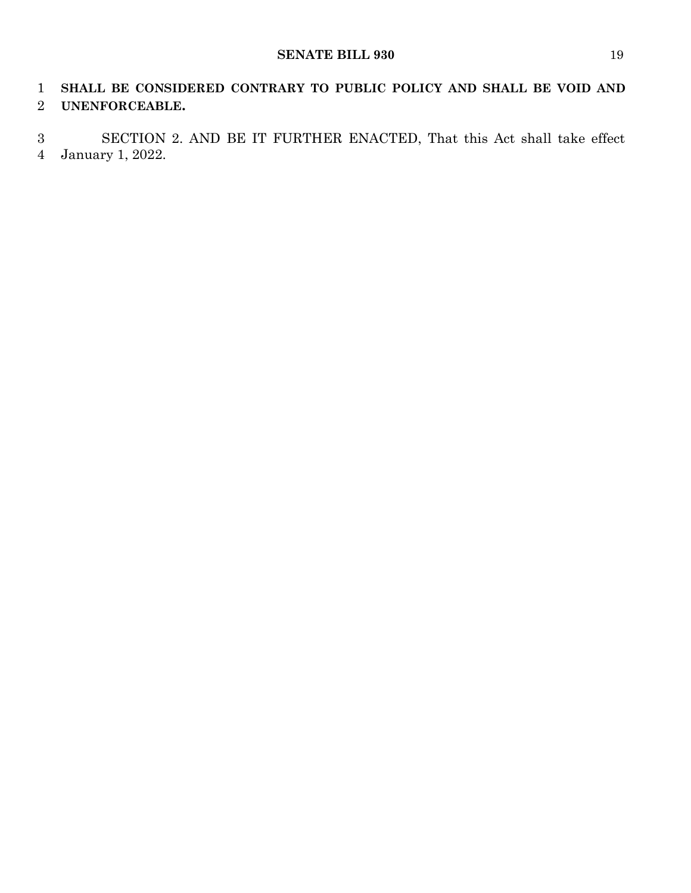**SHALL BE CONSIDERED CONTRARY TO PUBLIC POLICY AND SHALL BE VOID AND UNENFORCEABLE.**

SECTION 2. AND BE IT FURTHER ENACTED, That this Act shall take effect January 1, 2022.